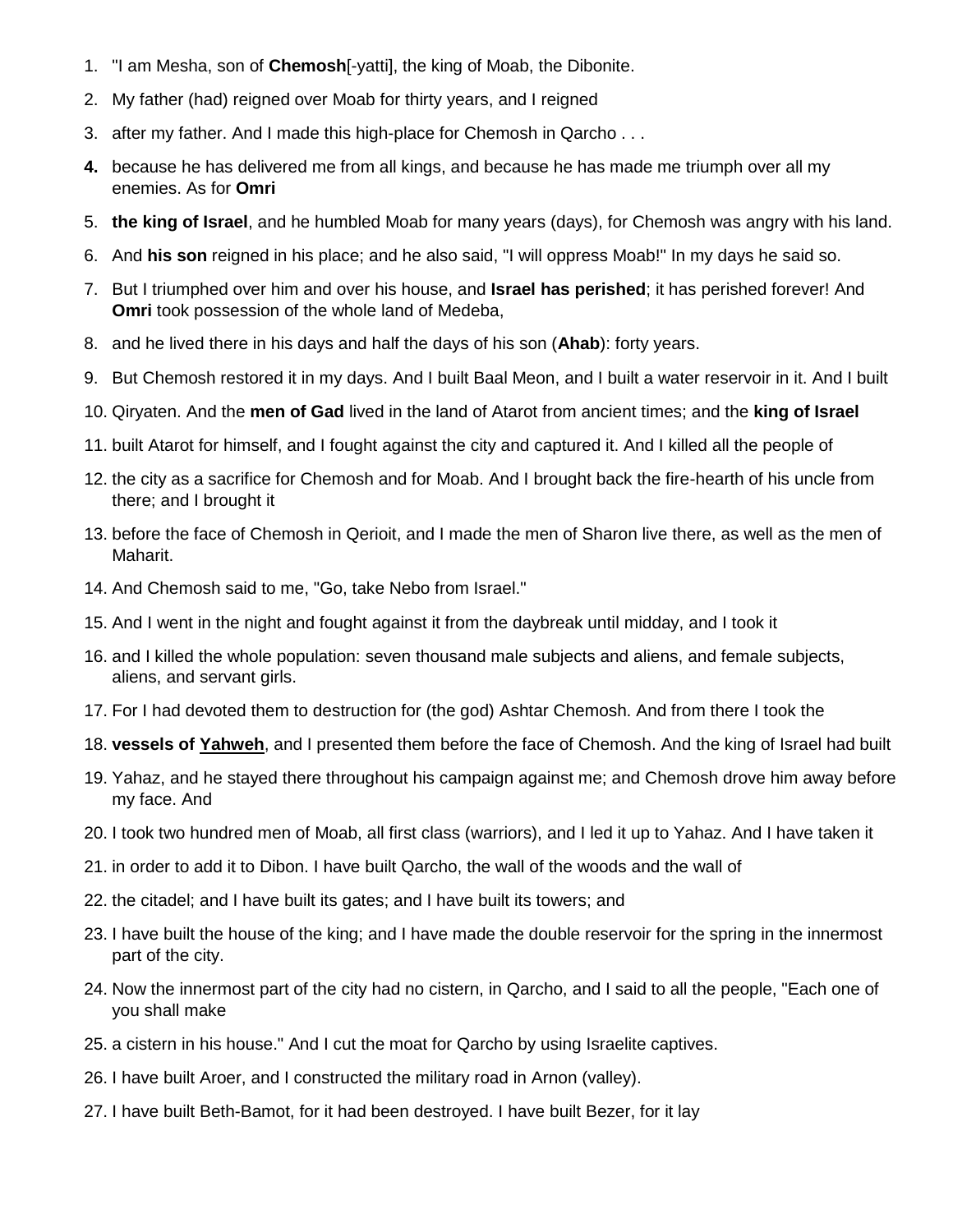1. "I am Mesha, son of **Chemosh**[-yatti], the king of Moab, the Dibonite.
2. My father (had) reigned over Moab for thirty years, and I reigned
3. after my father. And I made this high-place for Chemosh in Qarcho . . .
4. because he has delivered me from all kings, and because he has made me triumph over all my enemies. As for **Omri**
5. **the king of Israel**, and he humbled Moab for many years (days), for Chemosh was angry with his land.
6. And **his son** reigned in his place; and he also said, "I will oppress Moab!" In my days he said so.
7. But I triumphed over him and over his house, and **Israel has perished**; it has perished forever! And **Omri** took possession of the whole land of Medeba,
8. and he lived there in his days and half the days of his son (**Ahab**): forty years.
9. But Chemosh restored it in my days. And I built Baal Meon, and I built a water reservoir in it. And I built
10. Qiryaten. And the **men of Gad** lived in the land of Atarot from ancient times; and the **king of Israel**
11. built Atarot for himself, and I fought against the city and captured it. And I killed all the people of
12. the city as a sacrifice for Chemosh and for Moab. And I brought back the fire-hearth of his uncle from there; and I brought it
13. before the face of Chemosh in Qerioit, and I made the men of Sharon live there, as well as the men of Maharit.
14. And Chemosh said to me, "Go, take Nebo from Israel."
15. And I went in the night and fought against it from the daybreak until midday, and I took it
16. and I killed the whole population: seven thousand male subjects and aliens, and female subjects, aliens, and servant girls.
17. For I had devoted them to destruction for (the god) Ashtar Chemosh. And from there I took the
18. **vessels of Yahweh**, and I presented them before the face of Chemosh. And the king of Israel had built
19. Yahaz, and he stayed there throughout his campaign against me; and Chemosh drove him away before my face. And
20. I took two hundred men of Moab, all first class (warriors), and I led it up to Yahaz. And I have taken it
21. in order to add it to Dibon. I have built Qarcho, the wall of the woods and the wall of
22. the citadel; and I have built its gates; and I have built its towers; and
23. I have built the house of the king; and I have made the double reservoir for the spring in the innermost part of the city.
24. Now the innermost part of the city had no cistern, in Qarcho, and I said to all the people, "Each one of you shall make
25. a cistern in his house." And I cut the moat for Qarcho by using Israelite captives.
26. I have built Aroer, and I constructed the military road in Arnon (valley).
27. I have built Beth-Bamot, for it had been destroyed. I have built Bezer, for it lay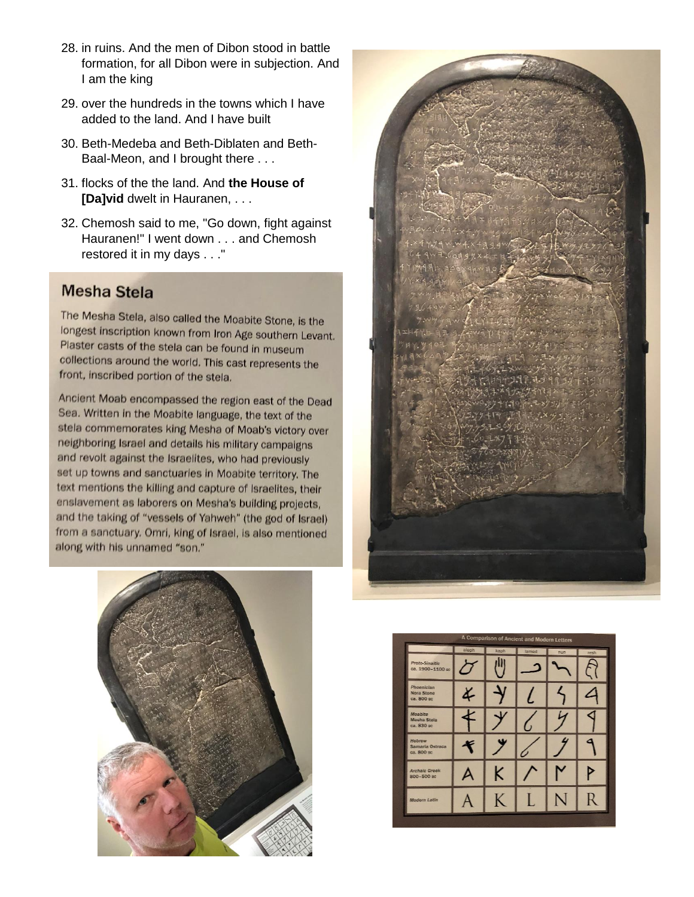28. in ruins. And the men of Dibon stood in battle formation, for all Dibon were in subjection. And I am the king

29. over the hundreds in the towns which I have added to the land. And I have built

30. Beth-Medeba and Beth-Diblaten and Beth-Baal-Meon, and I brought there . . .

31. flocks of the the land. And **the House of [Da]vid** dwelt in Hauranen, . . .

32. Chemosh said to me, "Go down, fight against Hauranen!" I went down . . . and Chemosh restored it in my days . . ."

## Mesha Stela

The Mesha Stela, also called the Moabite Stone, is the longest inscription known from Iron Age southern Levant. Plaster casts of the stela can be found in museum collections around the world. This cast represents the front, inscribed portion of the stela.

Ancient Moab encompassed the region east of the Dead Sea. Written in the Moabite language, the text of the stela commemorates king Mesha of Moab's victory over neighboring Israel and details his military campaigns and revolt against the Israelites, who had previously set up towns and sanctuaries in Moabite territory. The text mentions the killing and capture of Israelites, their enslavement as laborers on Mesha's building projects, and the taking of "vessels of Yahweh" (the god of Israel) from a sanctuary. Omri, king of Israel, is also mentioned along with his unnamed "son."

A Comparison of Ancient and Modern Letters

| | aleph | kaph | lamed | nun | resh |
|---|---|---|---|---|---|
| Proto-Sinaitic ca. 1900–1100 BC | | | | | |
| Phoenician Nora Stone ca. 800 BC | | | | | |
| Moabite Mesha Stela ca. 830 BC | | | | | |
| Hebrew Samaria Ostraca ca. 800 BC | | | | | |
| Archaic Greek 800–500 BC | A | K | ᒥ | ᛘ | P |
| Modern Latin | A | K | L | N | R |